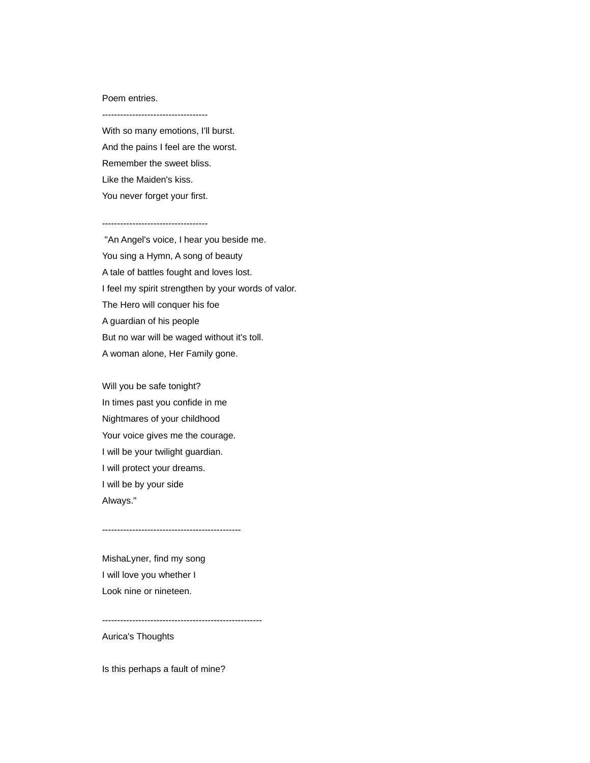Poem entries.

-----------------------------------

With so many emotions, I'll burst.
And the pains I feel are the worst.
Remember the sweet bliss.
Like the Maiden's kiss.
You never forget your first.

-----------------------------------

"An Angel's voice, I hear you beside me.
You sing a Hymn, A song of beauty
A tale of battles fought and loves lost.
I feel my spirit strengthen by your words of valor.
The Hero will conquer his foe
A guardian of his people
But no war will be waged without it's toll.
A woman alone, Her Family gone.

Will you be safe tonight?
In times past you confide in me
Nightmares of your childhood
Your voice gives me the courage.
I will be your twilight guardian.
I will protect your dreams.
I will be by your side
Always."

----------------------------------------------

MishaLyner, find my song
I will love you whether I
Look nine or nineteen.

-----------------------------------------------------

Aurica's Thoughts

Is this perhaps a fault of mine?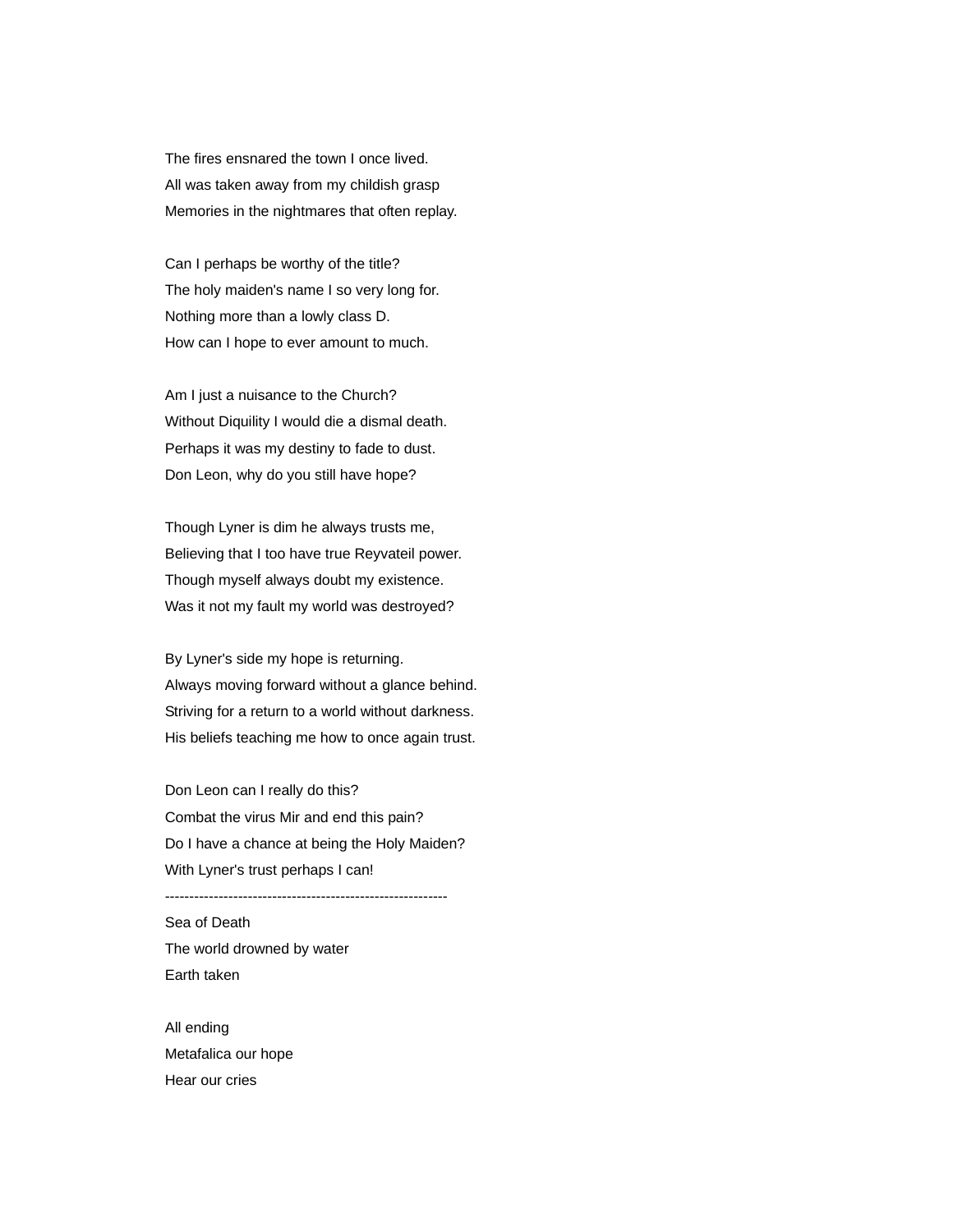The fires ensnared the town I once lived.
All was taken away from my childish grasp
Memories in the nightmares that often replay.

Can I perhaps be worthy of the title?
The holy maiden's name I so very long for.
Nothing more than a lowly class D.
How can I hope to ever amount to much.

Am I just a nuisance to the Church?
Without Diquility I would die a dismal death.
Perhaps it was my destiny to fade to dust.
Don Leon, why do you still have hope?

Though Lyner is dim he always trusts me,
Believing that I too have true Reyvateil power.
Though myself always doubt my existence.
Was it not my fault my world was destroyed?

By Lyner's side my hope is returning.
Always moving forward without a glance behind.
Striving for a return to a world without darkness.
His beliefs teaching me how to once again trust.

Don Leon can I really do this?
Combat the virus Mir and end this pain?
Do I have a chance at being the Holy Maiden?
With Lyner's trust perhaps I can!

----------------------------------------------------------

Sea of Death
The world drowned by water
Earth taken

All ending
Metafalica our hope
Hear our cries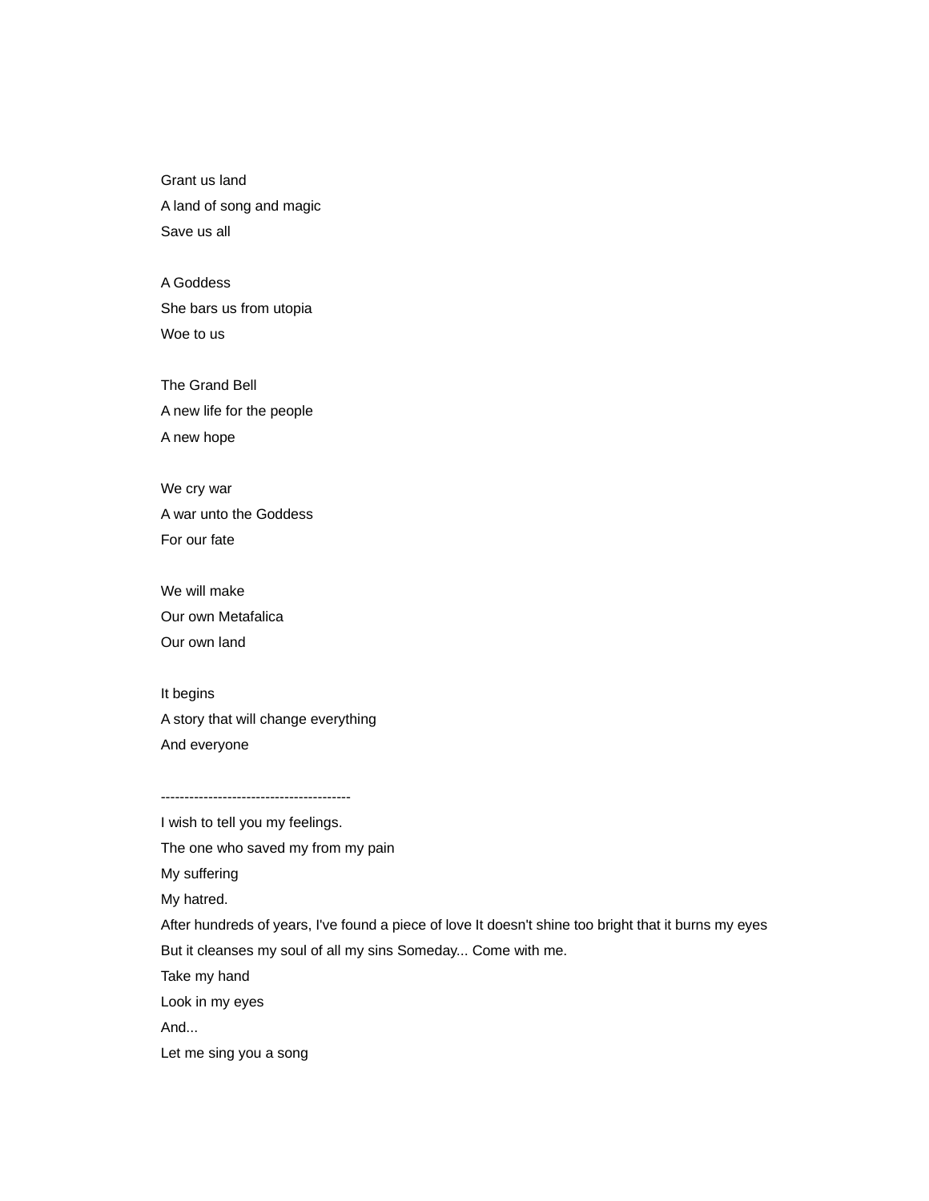Grant us land
A land of song and magic
Save us all

A Goddess
She bars us from utopia
Woe to us

The Grand Bell
A new life for the people
A new hope

We cry war
A war unto the Goddess
For our fate

We will make
Our own Metafalica
Our own land

It begins
A story that will change everything
And everyone

----------------------------------------

I wish to tell you my feelings.
The one who saved my from my pain
My suffering
My hatred.
After hundreds of years, I've found a piece of love It doesn't shine too bright that it burns my eyes
But it cleanses my soul of all my sins Someday... Come with me.
Take my hand
Look in my eyes
And...
Let me sing you a song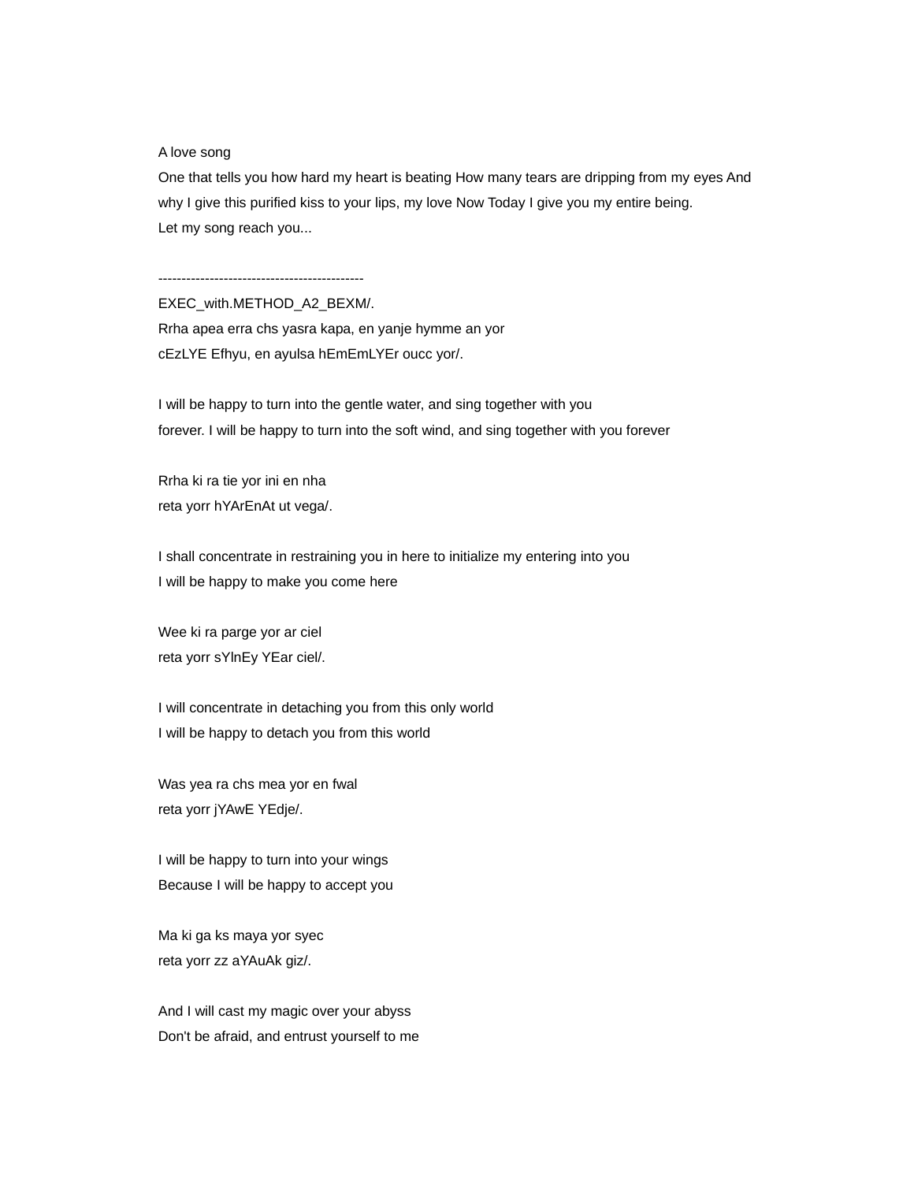A love song

One that tells you how hard my heart is beating How many tears are dripping from my eyes And why I give this purified kiss to your lips, my love Now Today I give you my entire being.

Let my song reach you...

--------------------------------------------

EXEC_with.METHOD_A2_BEXM/.

Rrha apea erra chs yasra kapa, en yanje hymme an yor

cEzLYE Efhyu, en ayulsa hEmEmLYEr oucc yor/.

I will be happy to turn into the gentle water, and sing together with you

forever. I will be happy to turn into the soft wind, and sing together with you forever

Rrha ki ra tie yor ini en nha

reta yorr hYArEnAt ut vega/.

I shall concentrate in restraining you in here to initialize my entering into you

I will be happy to make you come here

Wee ki ra parge yor ar ciel

reta yorr sYlnEy YEar ciel/.

I will concentrate in detaching you from this only world

I will be happy to detach you from this world

Was yea ra chs mea yor en fwal

reta yorr jYAwE YEdje/.

I will be happy to turn into your wings

Because I will be happy to accept you

Ma ki ga ks maya yor syec

reta yorr zz aYAuAk giz/.

And I will cast my magic over your abyss

Don't be afraid, and entrust yourself to me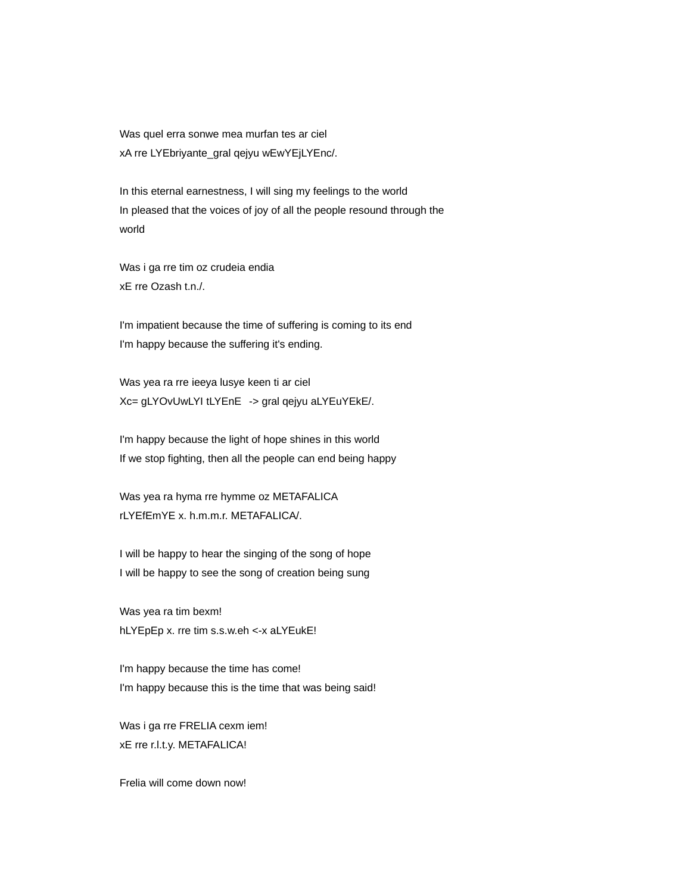Was quel erra sonwe mea murfan tes ar ciel
xA rre LYEbriyante_gral qejyu wEwYEjLYEnc/.

In this eternal earnestness, I will sing my feelings to the world
In pleased that the voices of joy of all the people resound through the world

Was i ga rre tim oz crudeia endia
xE rre Ozash t.n./.

I'm impatient because the time of suffering is coming to its end
I'm happy because the suffering it's ending.

Was yea ra rre ieeya lusye keen ti ar ciel
Xc= gLYOvUwLYI tLYEnE -> gral qejyu aLYEuYEkE/.

I'm happy because the light of hope shines in this world
If we stop fighting, then all the people can end being happy

Was yea ra hyma rre hymme oz METAFALICA
rLYEfEmYE x. h.m.m.r. METAFALICA/.

I will be happy to hear the singing of the song of hope
I will be happy to see the song of creation being sung

Was yea ra tim bexm!
hLYEpEp x. rre tim s.s.w.eh <-x aLYEukE!

I'm happy because the time has come!
I'm happy because this is the time that was being said!

Was i ga rre FRELIA cexm iem!
xE rre r.l.t.y. METAFALICA!

Frelia will come down now!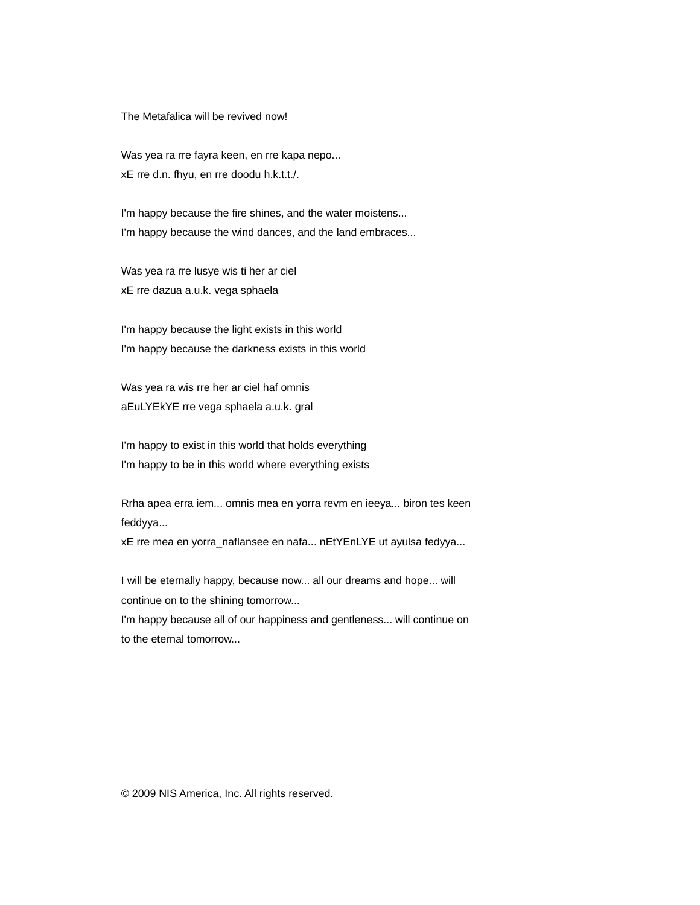The Metafalica will be revived now!

Was yea ra rre fayra keen, en rre kapa nepo...
xE rre d.n. fhyu, en rre doodu h.k.t.t./.

I'm happy because the fire shines, and the water moistens...
I'm happy because the wind dances, and the land embraces...

Was yea ra rre lusye wis ti her ar ciel
xE rre dazua a.u.k. vega sphaela

I'm happy because the light exists in this world
I'm happy because the darkness exists in this world

Was yea ra wis rre her ar ciel haf omnis
aEuLYEkYE rre vega sphaela a.u.k. gral

I'm happy to exist in this world that holds everything
I'm happy to be in this world where everything exists

Rrha apea erra iem... omnis mea en yorra revm en ieeya... biron tes keen feddyya...
xE rre mea en yorra_naflansee en nafa... nEtYEnLYE ut ayulsa fedyya...

I will be eternally happy, because now... all our dreams and hope... will continue on to the shining tomorrow...
I'm happy because all of our happiness and gentleness... will continue on to the eternal tomorrow...

© 2009 NIS America, Inc. All rights reserved.